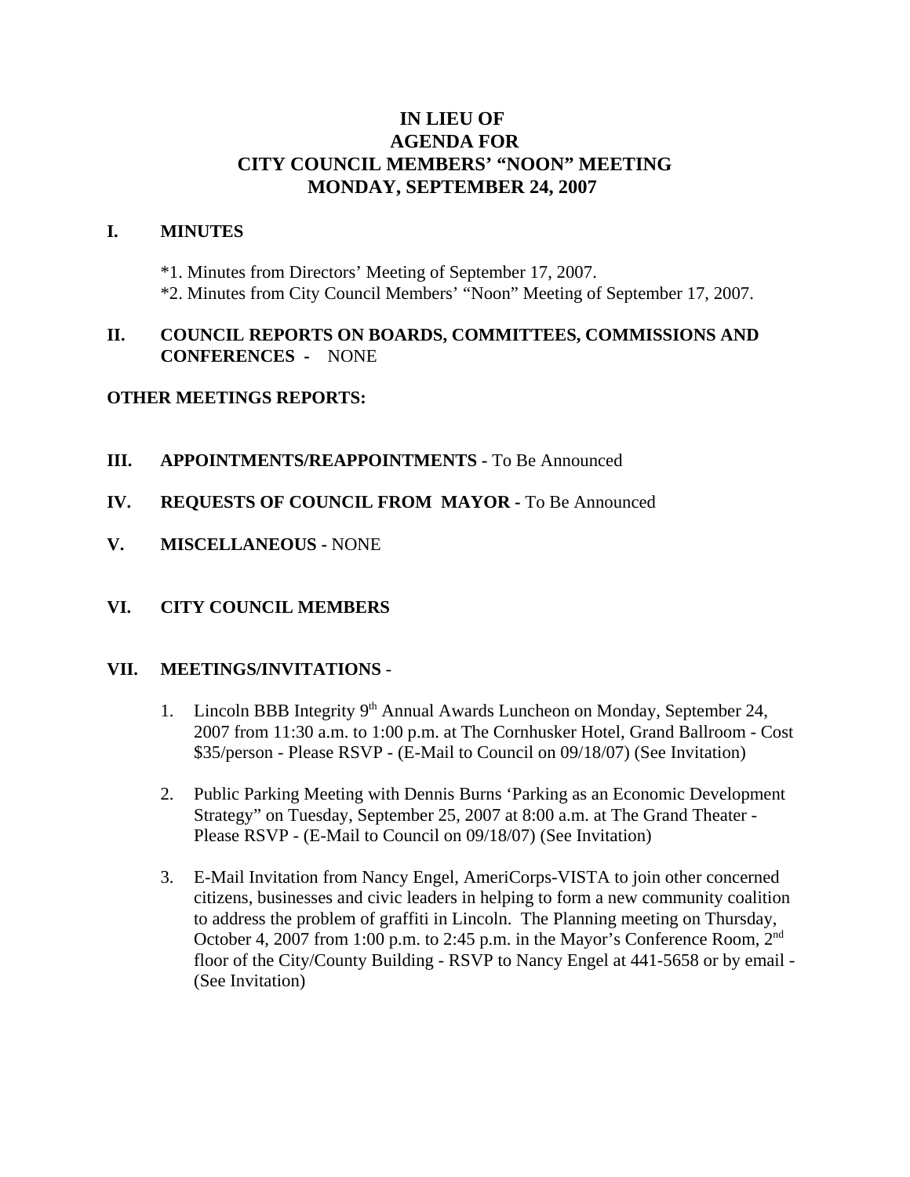# IN LIEU OF
# AGENDA FOR
# CITY COUNCIL MEMBERS' "NOON" MEETING
# MONDAY, SEPTEMBER 24, 2007

## I. MINUTES

*1. Minutes from Directors' Meeting of September 17, 2007.
*2. Minutes from City Council Members' "Noon" Meeting of September 17, 2007.

## II. COUNCIL REPORTS ON BOARDS, COMMITTEES, COMMISSIONS AND CONFERENCES - NONE

**OTHER MEETINGS REPORTS:**

## III. APPOINTMENTS/REAPPOINTMENTS - To Be Announced

## IV. REQUESTS OF COUNCIL FROM MAYOR - To Be Announced

## V. MISCELLANEOUS - NONE

## VI. CITY COUNCIL MEMBERS

## VII. MEETINGS/INVITATIONS -

1. Lincoln BBB Integrity 9th Annual Awards Luncheon on Monday, September 24, 2007 from 11:30 a.m. to 1:00 p.m. at The Cornhusker Hotel, Grand Ballroom - Cost $35/person - Please RSVP - (E-Mail to Council on 09/18/07) (See Invitation)

2. Public Parking Meeting with Dennis Burns 'Parking as an Economic Development Strategy" on Tuesday, September 25, 2007 at 8:00 a.m. at The Grand Theater - Please RSVP - (E-Mail to Council on 09/18/07) (See Invitation)

3. E-Mail Invitation from Nancy Engel, AmeriCorps-VISTA to join other concerned citizens, businesses and civic leaders in helping to form a new community coalition to address the problem of graffiti in Lincoln. The Planning meeting on Thursday, October 4, 2007 from 1:00 p.m. to 2:45 p.m. in the Mayor's Conference Room, 2nd floor of the City/County Building - RSVP to Nancy Engel at 441-5658 or by email - (See Invitation)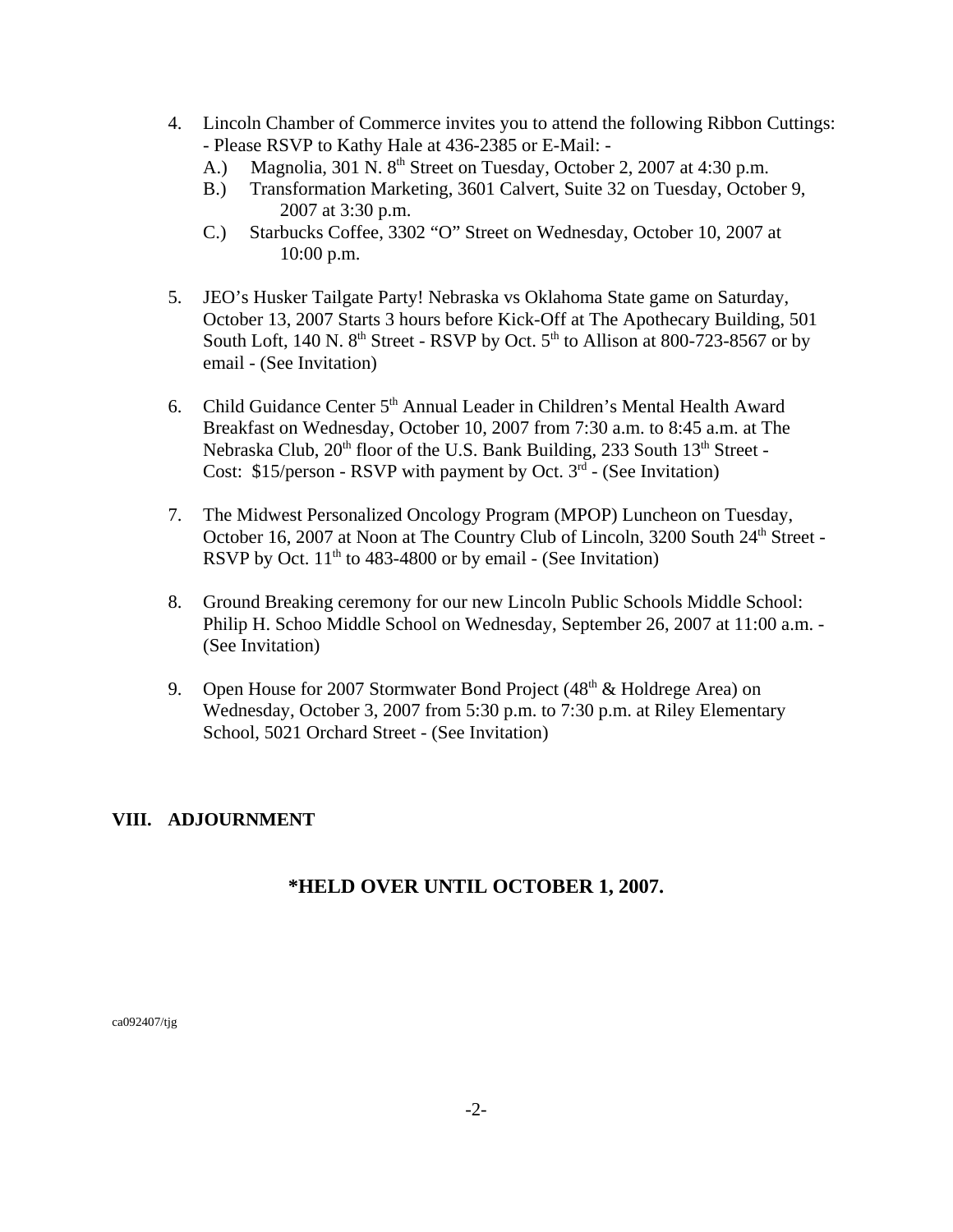4. Lincoln Chamber of Commerce invites you to attend the following Ribbon Cuttings: - Please RSVP to Kathy Hale at 436-2385 or E-Mail: -
   A.) Magnolia, 301 N. 8th Street on Tuesday, October 2, 2007 at 4:30 p.m.
   B.) Transformation Marketing, 3601 Calvert, Suite 32 on Tuesday, October 9, 2007 at 3:30 p.m.
   C.) Starbucks Coffee, 3302 "O" Street on Wednesday, October 10, 2007 at 10:00 p.m.

5. JEO's Husker Tailgate Party! Nebraska vs Oklahoma State game on Saturday, October 13, 2007 Starts 3 hours before Kick-Off at The Apothecary Building, 501 South Loft, 140 N. 8th Street - RSVP by Oct. 5th to Allison at 800-723-8567 or by email - (See Invitation)

6. Child Guidance Center 5th Annual Leader in Children's Mental Health Award Breakfast on Wednesday, October 10, 2007 from 7:30 a.m. to 8:45 a.m. at The Nebraska Club, 20th floor of the U.S. Bank Building, 233 South 13th Street - Cost: $15/person - RSVP with payment by Oct. 3rd - (See Invitation)

7. The Midwest Personalized Oncology Program (MPOP) Luncheon on Tuesday, October 16, 2007 at Noon at The Country Club of Lincoln, 3200 South 24th Street - RSVP by Oct. 11th to 483-4800 or by email - (See Invitation)

8. Ground Breaking ceremony for our new Lincoln Public Schools Middle School: Philip H. Schoo Middle School on Wednesday, September 26, 2007 at 11:00 a.m. - (See Invitation)

9. Open House for 2007 Stormwater Bond Project (48th & Holdrege Area) on Wednesday, October 3, 2007 from 5:30 p.m. to 7:30 p.m. at Riley Elementary School, 5021 Orchard Street - (See Invitation)

## VIII. ADJOURNMENT

**\*HELD OVER UNTIL OCTOBER 1, 2007.**

ca092407/tjg